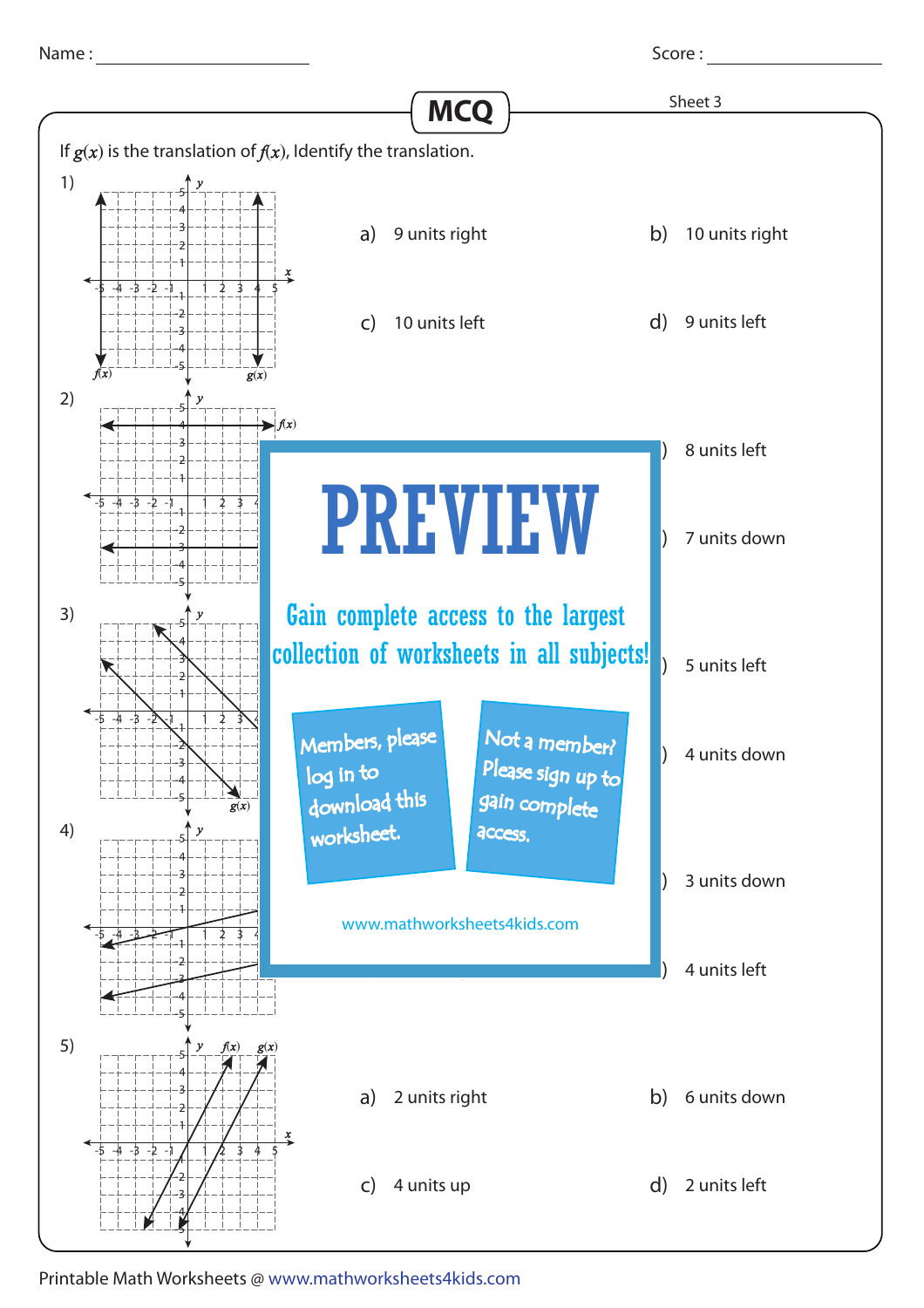Name : ____________________ Score : ____________________

## MCQ

Sheet 3

If $g(x)$ is the translation of $f(x)$, Identify the translation.

1)

a) 9 units right

b) 10 units right

c) 10 units left

d) 9 units left

2)

) 8 units left

) 7 units down

3)

) 5 units left

) 4 units down

4)

) 3 units down

) 4 units left

5)

a) 2 units right

b) 6 units down

c) 4 units up

d) 2 units left

PREVIEW

Gain complete access to the largest collection of worksheets in all subjects!

Members, please log in to download this worksheet.

Not a member? Please sign up to gain complete access.

www.mathworksheets4kids.com

Printable Math Worksheets @ www.mathworksheets4kids.com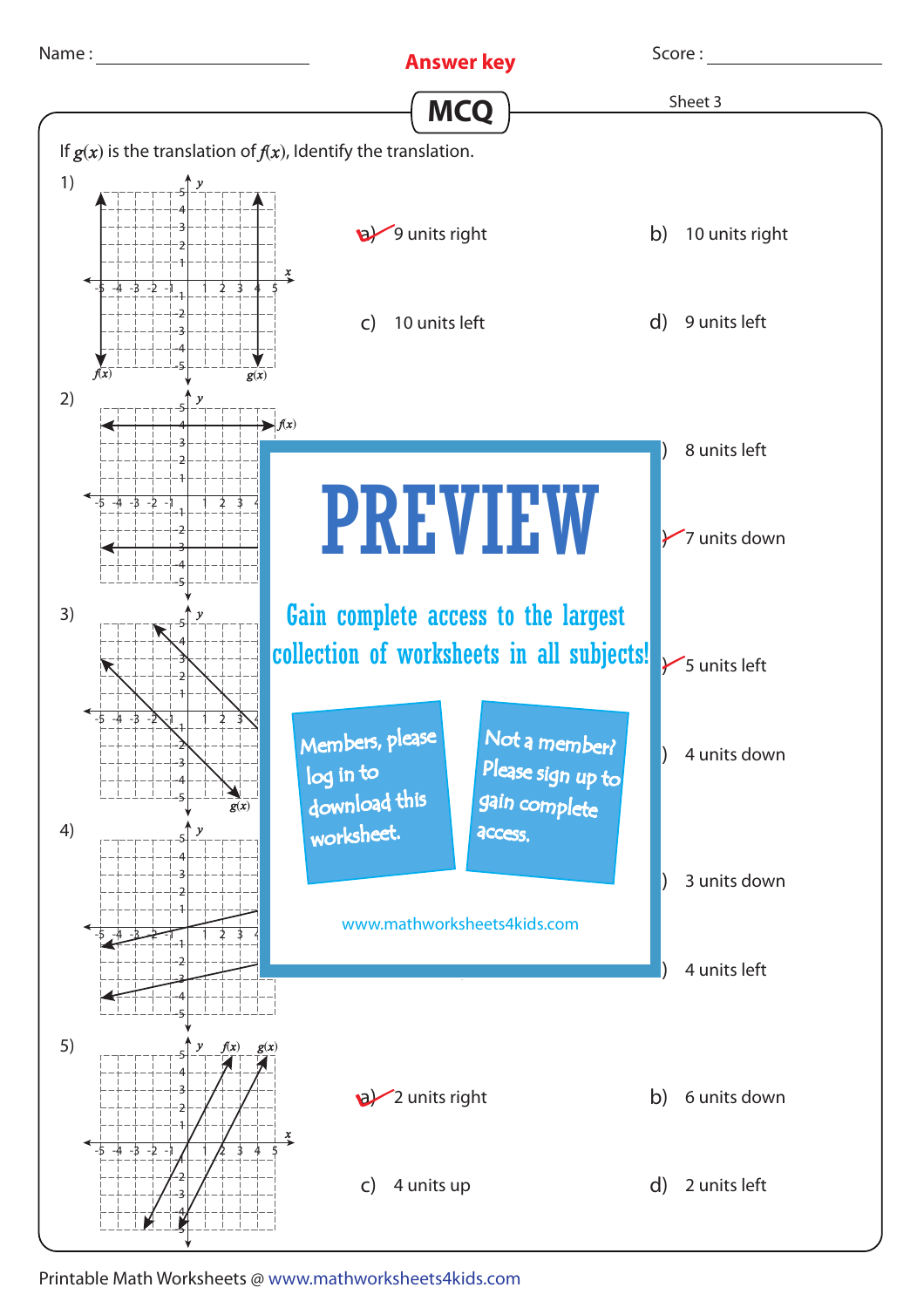Name : ____________________ **Answer key** Score : ____________________

## MCQ

Sheet 3

If $g(x)$ is the translation of $f(x)$, Identify the translation.

1)

$f(x)$ $g(x)$

a) 9 units right ✓ b) 10 units right

c) 10 units left d) 9 units left

2)

$f(x)$

) 8 units left

) 7 units down ✓

3)

$g(x)$

) 5 units left ✓

) 4 units down

4)

) 3 units down

) 4 units left

**PREVIEW**

Gain complete access to the largest collection of worksheets in all subjects!

Members, please log in to download this worksheet.

Not a member? Please sign up to gain complete access.

www.mathworksheets4kids.com

5)

$f(x)$ $g(x)$

a) 2 units right ✓ b) 6 units down

c) 4 units up d) 2 units left

Printable Math Worksheets @ www.mathworksheets4kids.com